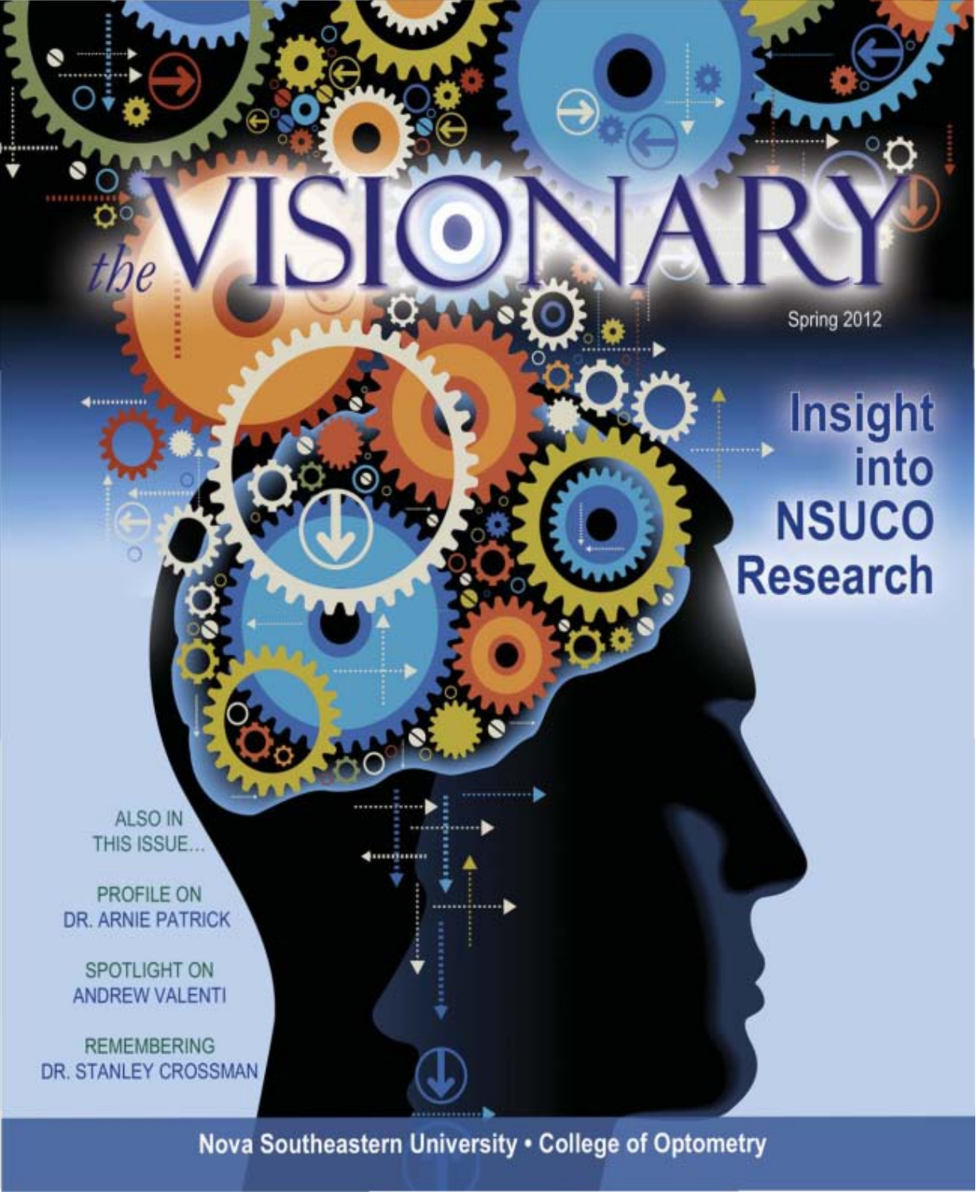# *the* VISIONARY

Spring 2012

## Insight into NSUCO Research

ALSO IN THIS ISSUE...

PROFILE ON DR. ARNIE PATRICK

SPOTLIGHT ON ANDREW VALENTI

REMEMBERING DR. STANLEY CROSSMAN

Nova Southeastern University • College of Optometry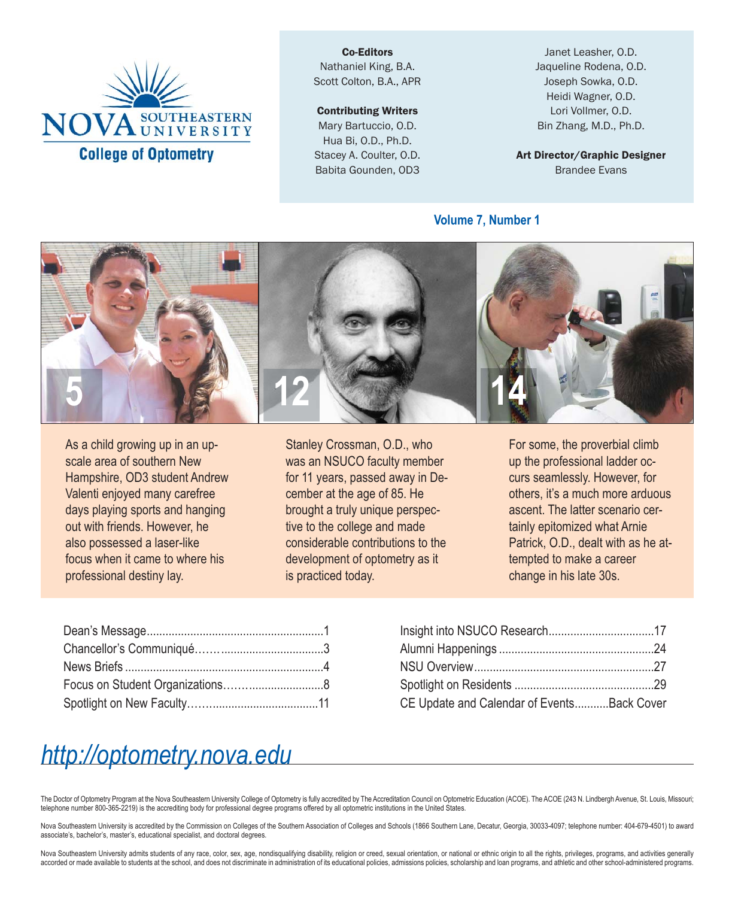NOVA SOUTHEASTERN UNIVERSITY
College of Optometry

**Co-Editors**
Nathaniel King, B.A.
Scott Colton, B.A., APR

**Contributing Writers**
Mary Bartuccio, O.D.
Hua Bi, O.D., Ph.D.
Stacey A. Coulter, O.D.
Babita Gounden, OD3
Janet Leasher, O.D.
Jaqueline Rodena, O.D.
Joseph Sowka, O.D.
Heidi Wagner, O.D.
Lori Vollmer, O.D.
Bin Zhang, M.D., Ph.D.

**Art Director/Graphic Designer**
Brandee Evans

**Volume 7, Number 1**

**5**

As a child growing up in an upscale area of southern New Hampshire, OD3 student Andrew Valenti enjoyed many carefree days playing sports and hanging out with friends. However, he also possessed a laser-like focus when it came to where his professional destiny lay.

**12**

Stanley Crossman, O.D., who was an NSUCO faculty member for 11 years, passed away in December at the age of 85. He brought a truly unique perspective to the college and made considerable contributions to the development of optometry as it is practiced today.

**14**

For some, the proverbial climb up the professional ladder occurs seamlessly. However, for others, it's a much more arduous ascent. The latter scenario certainly epitomized what Arnie Patrick, O.D., dealt with as he attempted to make a career change in his late 30s.

Dean's Message........................................................1
Chancellor's Communiqué…….................................3
News Briefs ...............................................................4
Focus on Student Organizations……......................8
Spotlight on New Faculty……..................................11
Insight into NSUCO Research..................................17
Alumni Happenings .................................................24
NSU Overview..........................................................27
Spotlight on Residents ............................................29
CE Update and Calendar of Events...........Back Cover

*http://optometry.nova.edu*

The Doctor of Optometry Program at the Nova Southeastern University College of Optometry is fully accredited by The Accreditation Council on Optometric Education (ACOE). The ACOE (243 N. Lindbergh Avenue, St. Louis, Missouri; telephone number 800-365-2219) is the accrediting body for professional degree programs offered by all optometric institutions in the United States.

Nova Southeastern University is accredited by the Commission on Colleges of the Southern Association of Colleges and Schools (1866 Southern Lane, Decatur, Georgia, 30033-4097; telephone number: 404-679-4501) to award associate's, bachelor's, master's, educational specialist, and doctoral degrees.

Nova Southeastern University admits students of any race, color, sex, age, nondisqualifying disability, religion or creed, sexual orientation, or national or ethnic origin to all the rights, privileges, programs, and activities generally accorded or made available to students at the school, and does not discriminate in administration of its educational policies, admissions policies, scholarship and loan programs, and athletic and other school-administered programs.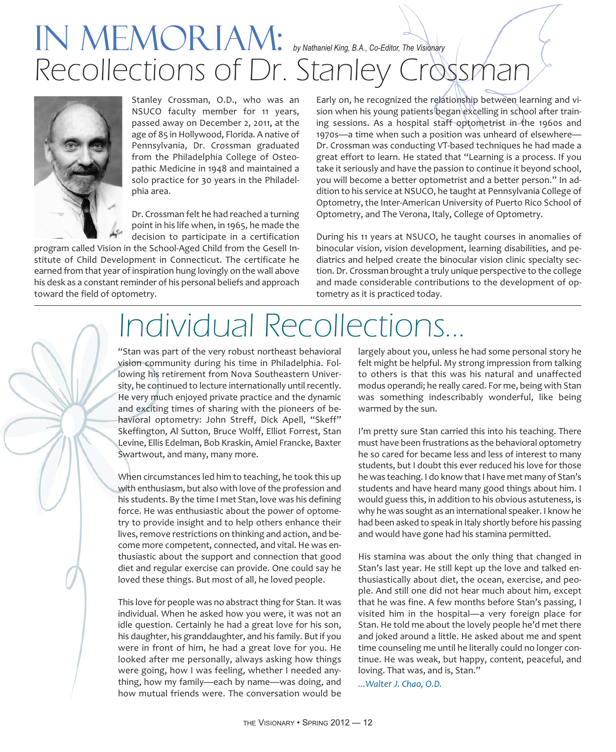# IN MEMORIAM: Recollections of Dr. Stanley Crossman

*by Nathaniel King, B.A., Co-Editor, The Visionary*

Stanley Crossman, O.D., who was an NSUCO faculty member for 11 years, passed away on December 2, 2011, at the age of 85 in Hollywood, Florida. A native of Pennsylvania, Dr. Crossman graduated from the Philadelphia College of Osteopathic Medicine in 1948 and maintained a solo practice for 30 years in the Philadelphia area.

Dr. Crossman felt he had reached a turning point in his life when, in 1965, he made the decision to participate in a certification program called Vision in the School-Aged Child from the Gesell Institute of Child Development in Connecticut. The certificate he earned from that year of inspiration hung lovingly on the wall above his desk as a constant reminder of his personal beliefs and approach toward the field of optometry.

Early on, he recognized the relationship between learning and vision when his young patients began excelling in school after training sessions. As a hospital staff optometrist in the 1960s and 1970s—a time when such a position was unheard of elsewhere—Dr. Crossman was conducting VT-based techniques he had made a great effort to learn. He stated that "Learning is a process. If you take it seriously and have the passion to continue it beyond school, you will become a better optometrist and a better person." In addition to his service at NSUCO, he taught at Pennsylvania College of Optometry, the Inter-American University of Puerto Rico School of Optometry, and The Verona, Italy, College of Optometry.

During his 11 years at NSUCO, he taught courses in anomalies of binocular vision, vision development, learning disabilities, and pediatrics and helped create the binocular vision clinic specialty section. Dr. Crossman brought a truly unique perspective to the college and made considerable contributions to the development of optometry as it is practiced today.

## Individual Recollections...

"Stan was part of the very robust northeast behavioral vision community during his time in Philadelphia. Following his retirement from Nova Southeastern University, he continued to lecture internationally until recently. He very much enjoyed private practice and the dynamic and exciting times of sharing with the pioneers of behavioral optometry: John Streff, Dick Apell, "Skeff" Skeffington, Al Sutton, Bruce Wolff, Elliot Forrest, Stan Levine, Ellis Edelman, Bob Kraskin, Amiel Francke, Baxter Swartwout, and many, many more.

When circumstances led him to teaching, he took this up with enthusiasm, but also with love of the profession and his students. By the time I met Stan, love was his defining force. He was enthusiastic about the power of optometry to provide insight and to help others enhance their lives, remove restrictions on thinking and action, and become more competent, connected, and vital. He was enthusiastic about the support and connection that good diet and regular exercise can provide. One could say he loved these things. But most of all, he loved people.

This love for people was no abstract thing for Stan. It was individual. When he asked how you were, it was not an idle question. Certainly he had a great love for his son, his daughter, his granddaughter, and his family. But if you were in front of him, he had a great love for you. He looked after me personally, always asking how things were going, how I was feeling, whether I needed anything, how my family—each by name—was doing, and how mutual friends were. The conversation would be largely about you, unless he had some personal story he felt might be helpful. My strong impression from talking to others is that this was his natural and unaffected modus operandi; he really cared. For me, being with Stan was something indescribably wonderful, like being warmed by the sun.

I'm pretty sure Stan carried this into his teaching. There must have been frustrations as the behavioral optometry he so cared for became less and less of interest to many students, but I doubt this ever reduced his love for those he was teaching. I do know that I have met many of Stan's students and have heard many good things about him. I would guess this, in addition to his obvious astuteness, is why he was sought as an international speaker. I know he had been asked to speak in Italy shortly before his passing and would have gone had his stamina permitted.

His stamina was about the only thing that changed in Stan's last year. He still kept up the love and talked enthusiastically about diet, the ocean, exercise, and people. And still one did not hear much about him, except that he was fine. A few months before Stan's passing, I visited him in the hospital—a very foreign place for Stan. He told me about the lovely people he'd met there and joked around a little. He asked about me and spent time counseling me until he literally could no longer continue. He was weak, but happy, content, peaceful, and loving. That was, and is, Stan."

*...Walter J. Chao, O.D.*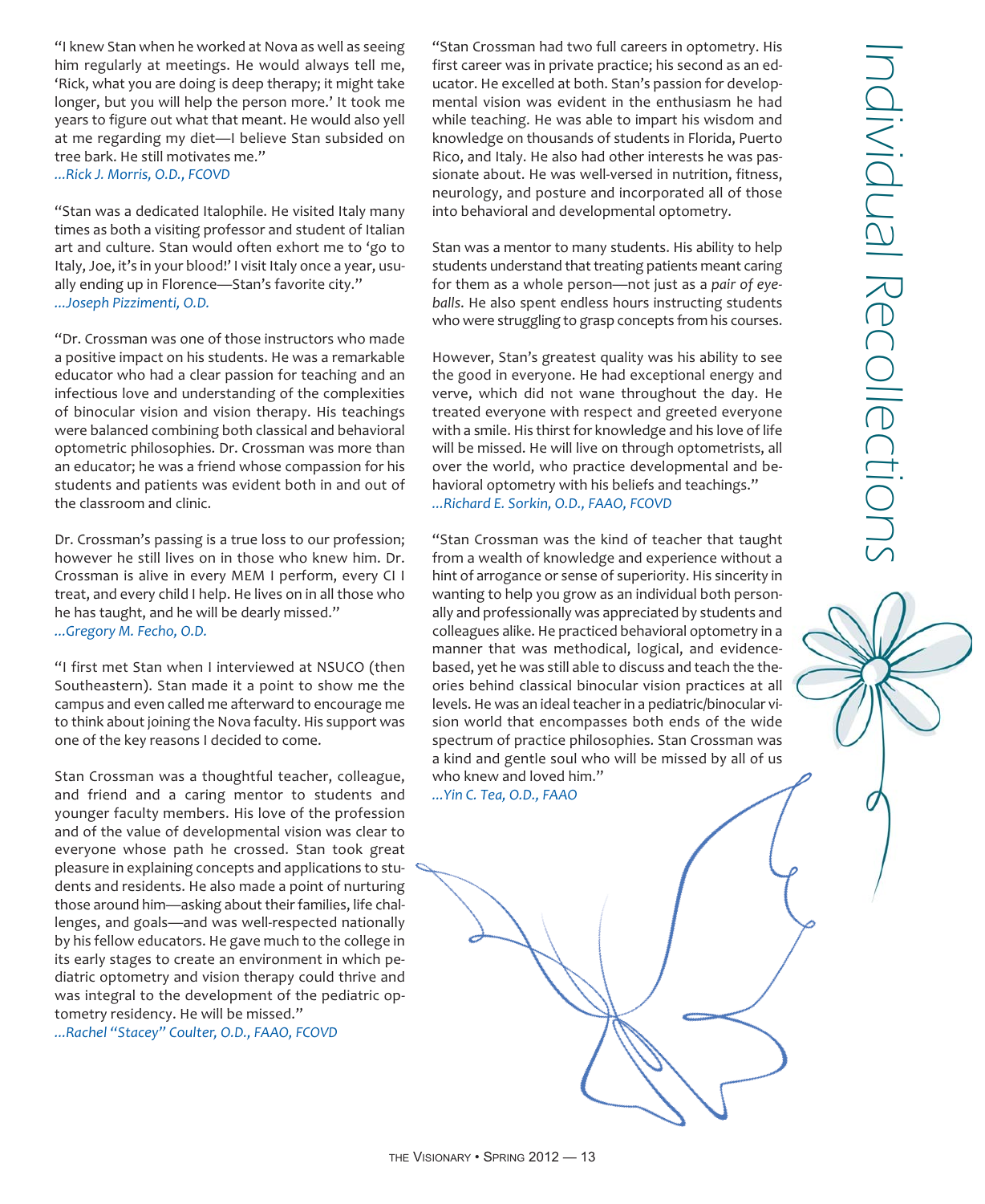# Individual Recollections

"I knew Stan when he worked at Nova as well as seeing him regularly at meetings. He would always tell me, 'Rick, what you are doing is deep therapy; it might take longer, but you will help the person more.' It took me years to figure out what that meant. He would also yell at me regarding my diet—I believe Stan subsided on tree bark. He still motivates me."
*...Rick J. Morris, O.D., FCOVD*

"Stan was a dedicated Italophile. He visited Italy many times as both a visiting professor and student of Italian art and culture. Stan would often exhort me to 'go to Italy, Joe, it's in your blood!' I visit Italy once a year, usually ending up in Florence—Stan's favorite city."
*...Joseph Pizzimenti, O.D.*

"Dr. Crossman was one of those instructors who made a positive impact on his students. He was a remarkable educator who had a clear passion for teaching and an infectious love and understanding of the complexities of binocular vision and vision therapy. His teachings were balanced combining both classical and behavioral optometric philosophies. Dr. Crossman was more than an educator; he was a friend whose compassion for his students and patients was evident both in and out of the classroom and clinic.

Dr. Crossman's passing is a true loss to our profession; however he still lives on in those who knew him. Dr. Crossman is alive in every MEM I perform, every CI I treat, and every child I help. He lives on in all those who he has taught, and he will be dearly missed."
*...Gregory M. Fecho, O.D.*

"I first met Stan when I interviewed at NSUCO (then Southeastern). Stan made it a point to show me the campus and even called me afterward to encourage me to think about joining the Nova faculty. His support was one of the key reasons I decided to come.

Stan Crossman was a thoughtful teacher, colleague, and friend and a caring mentor to students and younger faculty members. His love of the profession and of the value of developmental vision was clear to everyone whose path he crossed. Stan took great pleasure in explaining concepts and applications to students and residents. He also made a point of nurturing those around him—asking about their families, life challenges, and goals—and was well-respected nationally by his fellow educators. He gave much to the college in its early stages to create an environment in which pediatric optometry and vision therapy could thrive and was integral to the development of the pediatric optometry residency. He will be missed."
*...Rachel "Stacey" Coulter, O.D., FAAO, FCOVD*

"Stan Crossman had two full careers in optometry. His first career was in private practice; his second as an educator. He excelled at both. Stan's passion for developmental vision was evident in the enthusiasm he had while teaching. He was able to impart his wisdom and knowledge on thousands of students in Florida, Puerto Rico, and Italy. He also had other interests he was passionate about. He was well-versed in nutrition, fitness, neurology, and posture and incorporated all of those into behavioral and developmental optometry.

Stan was a mentor to many students. His ability to help students understand that treating patients meant caring for them as a whole person—not just as a *pair of eyeballs*. He also spent endless hours instructing students who were struggling to grasp concepts from his courses.

However, Stan's greatest quality was his ability to see the good in everyone. He had exceptional energy and verve, which did not wane throughout the day. He treated everyone with respect and greeted everyone with a smile. His thirst for knowledge and his love of life will be missed. He will live on through optometrists, all over the world, who practice developmental and behavioral optometry with his beliefs and teachings."
*...Richard E. Sorkin, O.D., FAAO, FCOVD*

"Stan Crossman was the kind of teacher that taught from a wealth of knowledge and experience without a hint of arrogance or sense of superiority. His sincerity in wanting to help you grow as an individual both personally and professionally was appreciated by students and colleagues alike. He practiced behavioral optometry in a manner that was methodical, logical, and evidence-based, yet he was still able to discuss and teach the theories behind classical binocular vision practices at all levels. He was an ideal teacher in a pediatric/binocular vision world that encompasses both ends of the wide spectrum of practice philosophies. Stan Crossman was a kind and gentle soul who will be missed by all of us who knew and loved him."
*...Yin C. Tea, O.D., FAAO*